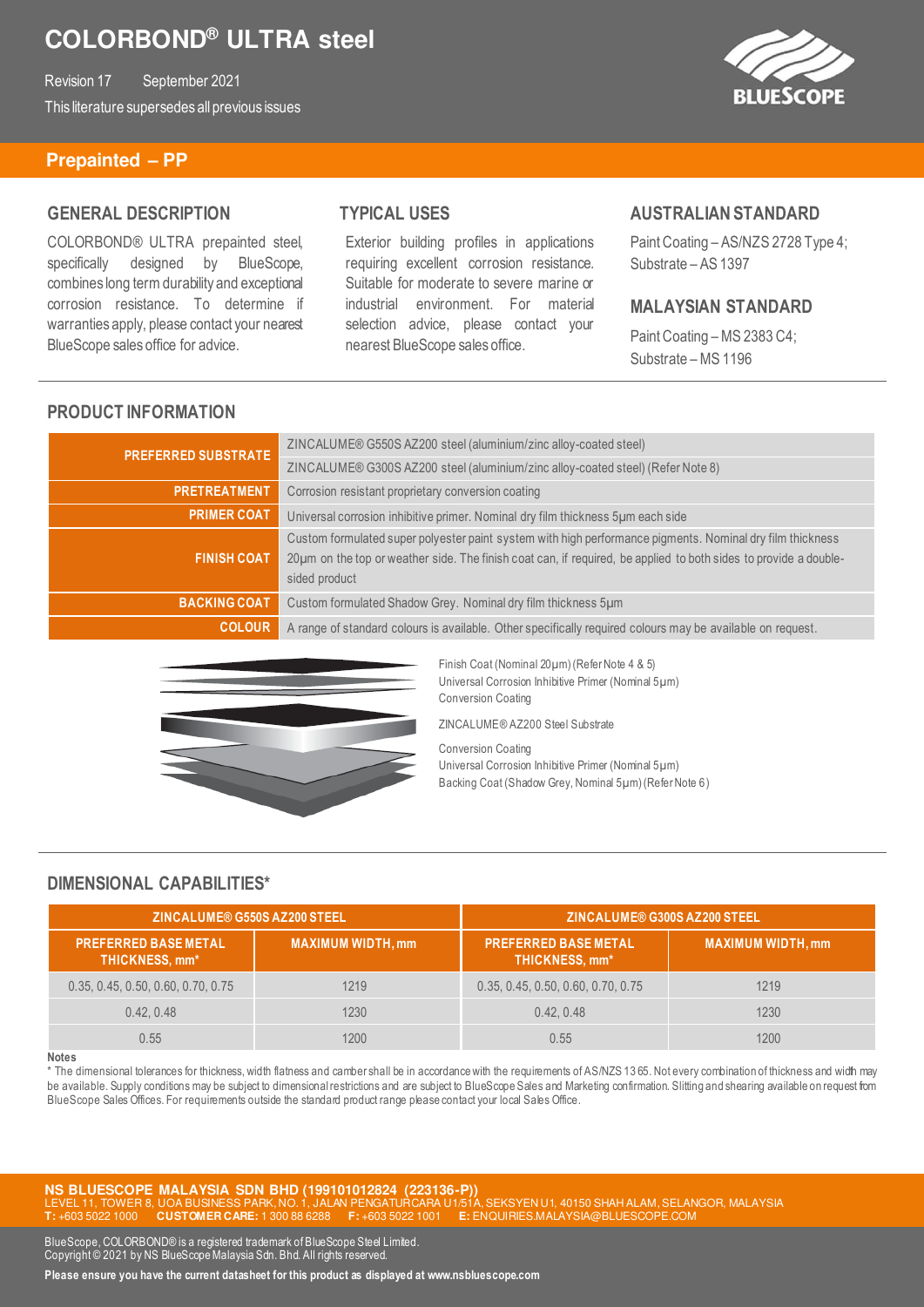# COLORBOND® ULTRA steel

Revision 17 September 2021

This literature supersedes all previous issues

## Prepainted – PP

### GENERAL DESCRIPTION

COLORBOND® ULTRA prepainted steel, specifically designed by BlueScope, combines long term durability and exceptional corrosion resistance. To determine if warranties apply, please contact your nearest BlueScope sales office for advice.

### TYPICAL USES

Exterior building profiles in applications requiring excellent corrosion resistance. Suitable for moderate to severe marine or industrial environment. For material selection advice, please contact your nearest BlueScope sales office.

### AUSTRALIAN STANDARD

Paint Coating – AS/NZS 2728 Type 4;
Substrate – AS 1397

### MALAYSIAN STANDARD

Paint Coating – MS 2383 C4;
Substrate – MS 1196

### PRODUCT INFORMATION

| | |
|---|---|
| **PREFERRED SUBSTRATE** | ZINCALUME® G550S AZ200 steel (aluminium/zinc alloy-coated steel) |
| | ZINCALUME® G300S AZ200 steel (aluminium/zinc alloy-coated steel) (Refer Note 8) |
| **PRETREATMENT** | Corrosion resistant proprietary conversion coating |
| **PRIMER COAT** | Universal corrosion inhibitive primer. Nominal dry film thickness 5µm each side |
| **FINISH COAT** | Custom formulated super polyester paint system with high performance pigments. Nominal dry film thickness 20µm on the top or weather side. The finish coat can, if required, be applied to both sides to provide a double-sided product |
| **BACKING COAT** | Custom formulated Shadow Grey. Nominal dry film thickness 5µm |
| **COLOUR** | A range of standard colours is available. Other specifically required colours may be available on request. |

Finish Coat (Nominal 20µm) (Refer Note 4 & 5)
Universal Corrosion Inhibitive Primer (Nominal 5µm)
Conversion Coating

ZINCALUME® AZ200 Steel Substrate

Conversion Coating
Universal Corrosion Inhibitive Primer (Nominal 5µm)
Backing Coat (Shadow Grey, Nominal 5µm) (Refer Note 6)

### DIMENSIONAL CAPABILITIES*

| ZINCALUME® G550S AZ200 STEEL | | ZINCALUME® G300S AZ200 STEEL | |
|---|---|---|---|
| **PREFERRED BASE METAL THICKNESS, mm*** | **MAXIMUM WIDTH, mm** | **PREFERRED BASE METAL THICKNESS, mm*** | **MAXIMUM WIDTH, mm** |
| 0.35, 0.45, 0.50, 0.60, 0.70, 0.75 | 1219 | 0.35, 0.45, 0.50, 0.60, 0.70, 0.75 | 1219 |
| 0.42, 0.48 | 1230 | 0.42, 0.48 | 1230 |
| 0.55 | 1200 | 0.55 | 1200 |

**Notes**

* The dimensional tolerances for thickness, width flatness and camber shall be in accordance with the requirements of AS/NZS 1365. Not every combination of thickness and width may be available. Supply conditions may be subject to dimensional restrictions and are subject to BlueScope Sales and Marketing confirmation. Slitting and shearing available on request from BlueScope Sales Offices. For requirements outside the standard product range please contact your local Sales Office.

**NS BLUESCOPE MALAYSIA SDN BHD (199101012824 (223136-P))**
LEVEL 11, TOWER 8, UOA BUSINESS PARK, NO. 1, JALAN PENGATURCARA U1/51A, SEKSYEN U1, 40150 SHAH ALAM, SELANGOR, MALAYSIA
**T:** +603 5022 1000 **CUSTOMER CARE:** 1 300 88 6288 **F:** +603 5022 1001 **E:** ENQUIRIES.MALAYSIA@BLUESCOPE.COM

BlueScope, COLORBOND® is a registered trademark of BlueScope Steel Limited.
Copyright © 2021 by NS BlueScope Malaysia Sdn. Bhd. All rights reserved.

**Please ensure you have the current datasheet for this product as displayed at www.nsbluescope.com**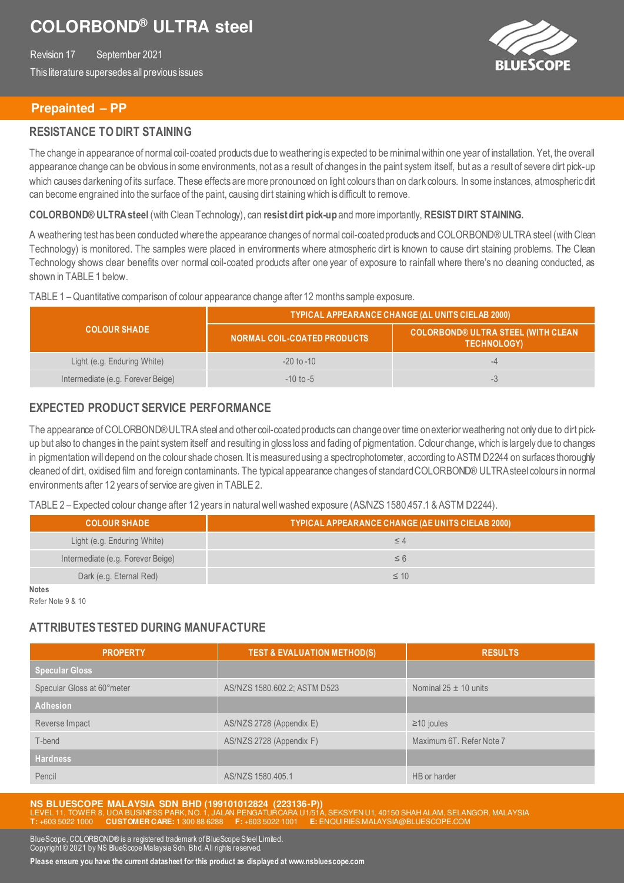# COLORBOND® ULTRA steel

Revision 17 September 2021

This literature supersedes all previous issues

## Prepainted – PP

### RESISTANCE TO DIRT STAINING

The change in appearance of normal coil-coated products due to weathering is expected to be minimal within one year of installation. Yet, the overall appearance change can be obvious in some environments, not as a result of changes in the paint system itself, but as a result of severe dirt pick-up which causes darkening of its surface. These effects are more pronounced on light colours than on dark colours. In some instances, atmospheric dirt can become engrained into the surface of the paint, causing dirt staining which is difficult to remove.

**COLORBOND® ULTRA steel** (with Clean Technology), can **resist dirt pick-up** and more importantly, **RESIST DIRT STAINING.**

A weathering test has been conducted where the appearance changes of normal coil-coated products and COLORBOND® ULTRA steel (with Clean Technology) is monitored. The samples were placed in environments where atmospheric dirt is known to cause dirt staining problems. The Clean Technology shows clear benefits over normal coil-coated products after one year of exposure to rainfall where there's no cleaning conducted, as shown in TABLE 1 below.

TABLE 1 – Quantitative comparison of colour appearance change after 12 months sample exposure.

| COLOUR SHADE | TYPICAL APPEARANCE CHANGE (ΔL UNITS CIELAB 2000) | |
|---|---|---|
| | NORMAL COIL-COATED PRODUCTS | COLORBOND® ULTRA STEEL (WITH CLEAN TECHNOLOGY) |
| Light (e.g. Enduring White) | -20 to -10 | -4 |
| Intermediate (e.g. Forever Beige) | -10 to -5 | -3 |

### EXPECTED PRODUCT SERVICE PERFORMANCE

The appearance of COLORBOND® ULTRA steel and other coil-coated products can change over time on exterior weathering not only due to dirt pick-up but also to changes in the paint system itself and resulting in gloss loss and fading of pigmentation. Colour change, which is largely due to changes in pigmentation will depend on the colour shade chosen. It is measured using a spectrophotometer, according to ASTM D2244 on surfaces thoroughly cleaned of dirt, oxidised film and foreign contaminants. The typical appearance changes of standard COLORBOND® ULTRA steel colours in normal environments after 12 years of service are given in TABLE 2.

TABLE 2 – Expected colour change after 12 years in natural well washed exposure (AS/NZS 1580.457.1 & ASTM D2244).

| COLOUR SHADE | TYPICAL APPEARANCE CHANGE (ΔE UNITS CIELAB 2000) |
|---|---|
| Light (e.g. Enduring White) | ≤ 4 |
| Intermediate (e.g. Forever Beige) | ≤ 6 |
| Dark (e.g. Eternal Red) | ≤ 10 |

**Notes**

Refer Note 9 & 10

### ATTRIBUTES TESTED DURING MANUFACTURE

| PROPERTY | TEST & EVALUATION METHOD(S) | RESULTS |
|---|---|---|
| **Specular Gloss** | | |
| Specular Gloss at 60°meter | AS/NZS 1580.602.2; ASTM D523 | Nominal 25 ± 10 units |
| **Adhesion** | | |
| Reverse Impact | AS/NZS 2728 (Appendix E) | ≥10 joules |
| T-bend | AS/NZS 2728 (Appendix F) | Maximum 6T. Refer Note 7 |
| **Hardness** | | |
| Pencil | AS/NZS 1580.405.1 | HB or harder |

**NS BLUESCOPE MALAYSIA SDN BHD (199101012824 (223136-P))**
LEVEL 11, TOWER 8, UOA BUSINESS PARK, NO. 1, JALAN PENGATURCARA U1/51A, SEKSYEN U1, 40150 SHAH ALAM, SELANGOR, MALAYSIA
**T:** +603 5022 1000 **CUSTOMER CARE:** 1 300 88 6288 **F:** +603 5022 1001 **E:** ENQUIRIES.MALAYSIA@BLUESCOPE.COM

BlueScope, COLORBOND® is a registered trademark of BlueScope Steel Limited.
Copyright © 2021 by NS BlueScope Malaysia Sdn. Bhd. All rights reserved.

**Please ensure you have the current datasheet for this product as displayed at www.nsbluescope.com**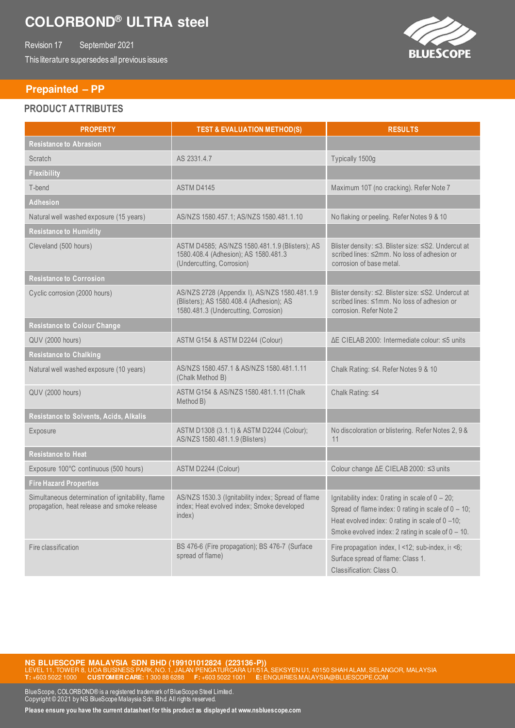# COLORBOND® ULTRA steel

Revision 17 September 2021

This literature supersedes all previous issues

## Prepainted – PP

### PRODUCT ATTRIBUTES

| PROPERTY | TEST & EVALUATION METHOD(S) | RESULTS |
|---|---|---|
| **Resistance to Abrasion** | | |
| Scratch | AS 2331.4.7 | Typically 1500g |
| **Flexibility** | | |
| T-bend | ASTM D4145 | Maximum 10T (no cracking). Refer Note 7 |
| **Adhesion** | | |
| Natural well washed exposure (15 years) | AS/NZS 1580.457.1; AS/NZS 1580.481.1.10 | No flaking or peeling. Refer Notes 9 & 10 |
| **Resistance to Humidity** | | |
| Cleveland (500 hours) | ASTM D4585; AS/NZS 1580.481.1.9 (Blisters); AS 1580.408.4 (Adhesion); AS 1580.481.3 (Undercutting, Corrosion) | Blister density: ≤3. Blister size: ≤S2. Undercut at scribed lines: ≤2mm. No loss of adhesion or corrosion of base metal. |
| **Resistance to Corrosion** | | |
| Cyclic corrosion (2000 hours) | AS/NZS 2728 (Appendix I), AS/NZS 1580.481.1.9 (Blisters); AS 1580.408.4 (Adhesion); AS 1580.481.3 (Undercutting, Corrosion) | Blister density: ≤2. Blister size: ≤S2. Undercut at scribed lines: ≤1mm. No loss of adhesion or corrosion. Refer Note 2 |
| **Resistance to Colour Change** | | |
| QUV (2000 hours) | ASTM G154 & ASTM D2244 (Colour) | ΔE CIELAB 2000: Intermediate colour: ≤5 units |
| **Resistance to Chalking** | | |
| Natural well washed exposure (10 years) | AS/NZS 1580.457.1 & AS/NZS 1580.481.1.11 (Chalk Method B) | Chalk Rating: ≤4. Refer Notes 9 & 10 |
| QUV (2000 hours) | ASTM G154 & AS/NZS 1580.481.1.11 (Chalk Method B) | Chalk Rating: ≤4 |
| **Resistance to Solvents, Acids, Alkalis** | | |
| Exposure | ASTM D1308 (3.1.1) & ASTM D2244 (Colour); AS/NZS 1580.481.1.9 (Blisters) | No discoloration or blistering. Refer Notes 2, 9 & 11 |
| **Resistance to Heat** | | |
| Exposure 100°C continuous (500 hours) | ASTM D2244 (Colour) | Colour change ΔE CIELAB 2000: ≤3 units |
| **Fire Hazard Properties** | | |
| Simultaneous determination of ignitability, flame propagation, heat release and smoke release | AS/NZS 1530.3 (Ignitability index; Spread of flame index; Heat evolved index; Smoke developed index) | Ignitability index: 0 rating in scale of 0 – 20; Spread of flame index: 0 rating in scale of 0 – 10; Heat evolved index: 0 rating in scale of 0 –10; Smoke evolved index: 2 rating in scale of 0 – 10. |
| Fire classification | BS 476-6 (Fire propagation); BS 476-7 (Surface spread of flame) | Fire propagation index, I <12; sub-index, $i_1$ <6; Surface spread of flame: Class 1. Classification: Class O. |

**NS BLUESCOPE MALAYSIA SDN BHD (199101012824 (223136-P))**
LEVEL 11, TOWER 8, UOA BUSINESS PARK, NO. 1, JALAN PENGATURCARA U1/51A, SEKSYEN U1, 40150 SHAH ALAM, SELANGOR, MALAYSIA
**T:** +603 5022 1000 **CUSTOMER CARE:** 1 300 88 6288 **F:** +603 5022 1001 **E:** ENQUIRIES.MALAYSIA@BLUESCOPE.COM

BlueScope, COLORBOND® is a registered trademark of BlueScope Steel Limited.
Copyright © 2021 by NS BlueScope Malaysia Sdn. Bhd. All rights reserved.

**Please ensure you have the current datasheet for this product as displayed at www.nsbluescope.com**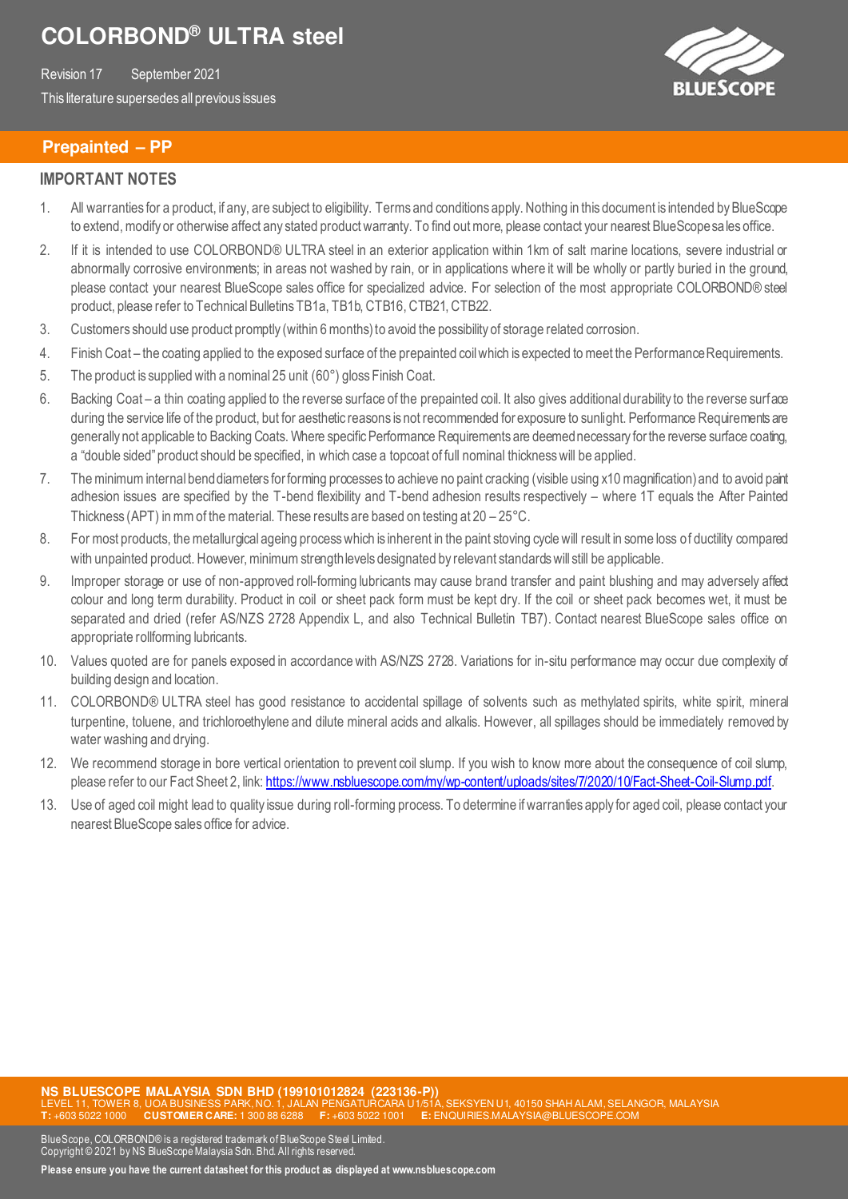# COLORBOND® ULTRA steel

Revision 17 September 2021

This literature supersedes all previous issues

## Prepainted – PP

### IMPORTANT NOTES

1. All warranties for a product, if any, are subject to eligibility. Terms and conditions apply. Nothing in this document is intended by BlueScope to extend, modify or otherwise affect any stated product warranty. To find out more, please contact your nearest BlueScope sales office.
2. If it is intended to use COLORBOND® ULTRA steel in an exterior application within 1km of salt marine locations, severe industrial or abnormally corrosive environments; in areas not washed by rain, or in applications where it will be wholly or partly buried in the ground, please contact your nearest BlueScope sales office for specialized advice. For selection of the most appropriate COLORBOND® steel product, please refer to Technical Bulletins TB1a, TB1b, CTB16, CTB21, CTB22.
3. Customers should use product promptly (within 6 months) to avoid the possibility of storage related corrosion.
4. Finish Coat – the coating applied to the exposed surface of the prepainted coil which is expected to meet the Performance Requirements.
5. The product is supplied with a nominal 25 unit (60°) gloss Finish Coat.
6. Backing Coat – a thin coating applied to the reverse surface of the prepainted coil. It also gives additional durability to the reverse surface during the service life of the product, but for aesthetic reasons is not recommended for exposure to sunlight. Performance Requirements are generally not applicable to Backing Coats. Where specific Performance Requirements are deemed necessary for the reverse surface coating, a "double sided" product should be specified, in which case a topcoat of full nominal thickness will be applied.
7. The minimum internal bend diameters for forming processes to achieve no paint cracking (visible using x10 magnification) and to avoid paint adhesion issues are specified by the T-bend flexibility and T-bend adhesion results respectively – where 1T equals the After Painted Thickness (APT) in mm of the material. These results are based on testing at 20 – 25°C.
8. For most products, the metallurgical ageing process which is inherent in the paint stoving cycle will result in some loss of ductility compared with unpainted product. However, minimum strength levels designated by relevant standards will still be applicable.
9. Improper storage or use of non-approved roll-forming lubricants may cause brand transfer and paint blushing and may adversely affect colour and long term durability. Product in coil or sheet pack form must be kept dry. If the coil or sheet pack becomes wet, it must be separated and dried (refer AS/NZS 2728 Appendix L, and also Technical Bulletin TB7). Contact nearest BlueScope sales office on appropriate rollforming lubricants.
10. Values quoted are for panels exposed in accordance with AS/NZS 2728. Variations for in-situ performance may occur due complexity of building design and location.
11. COLORBOND® ULTRA steel has good resistance to accidental spillage of solvents such as methylated spirits, white spirit, mineral turpentine, toluene, and trichloroethylene and dilute mineral acids and alkalis. However, all spillages should be immediately removed by water washing and drying.
12. We recommend storage in bore vertical orientation to prevent coil slump. If you wish to know more about the consequence of coil slump, please refer to our Fact Sheet 2, link: https://www.nsbluescope.com/my/wp-content/uploads/sites/7/2020/10/Fact-Sheet-Coil-Slump.pdf.
13. Use of aged coil might lead to quality issue during roll-forming process. To determine if warranties apply for aged coil, please contact your nearest BlueScope sales office for advice.

**NS BLUESCOPE MALAYSIA SDN BHD (199101012824 (223136-P))**
LEVEL 11, TOWER 8, UOA BUSINESS PARK, NO. 1, JALAN PENGATURCARA U1/51A, SEKSYEN U1, 40150 SHAH ALAM, SELANGOR, MALAYSIA
**T:** +603 5022 1000 **CUSTOMER CARE:** 1 300 88 6288 **F:** +603 5022 1001 **E:** ENQUIRIES.MALAYSIA@BLUESCOPE.COM

BlueScope, COLORBOND® is a registered trademark of BlueScope Steel Limited.
Copyright © 2021 by NS BlueScope Malaysia Sdn. Bhd. All rights reserved.

**Please ensure you have the current datasheet for this product as displayed at www.nsbluescope.com**